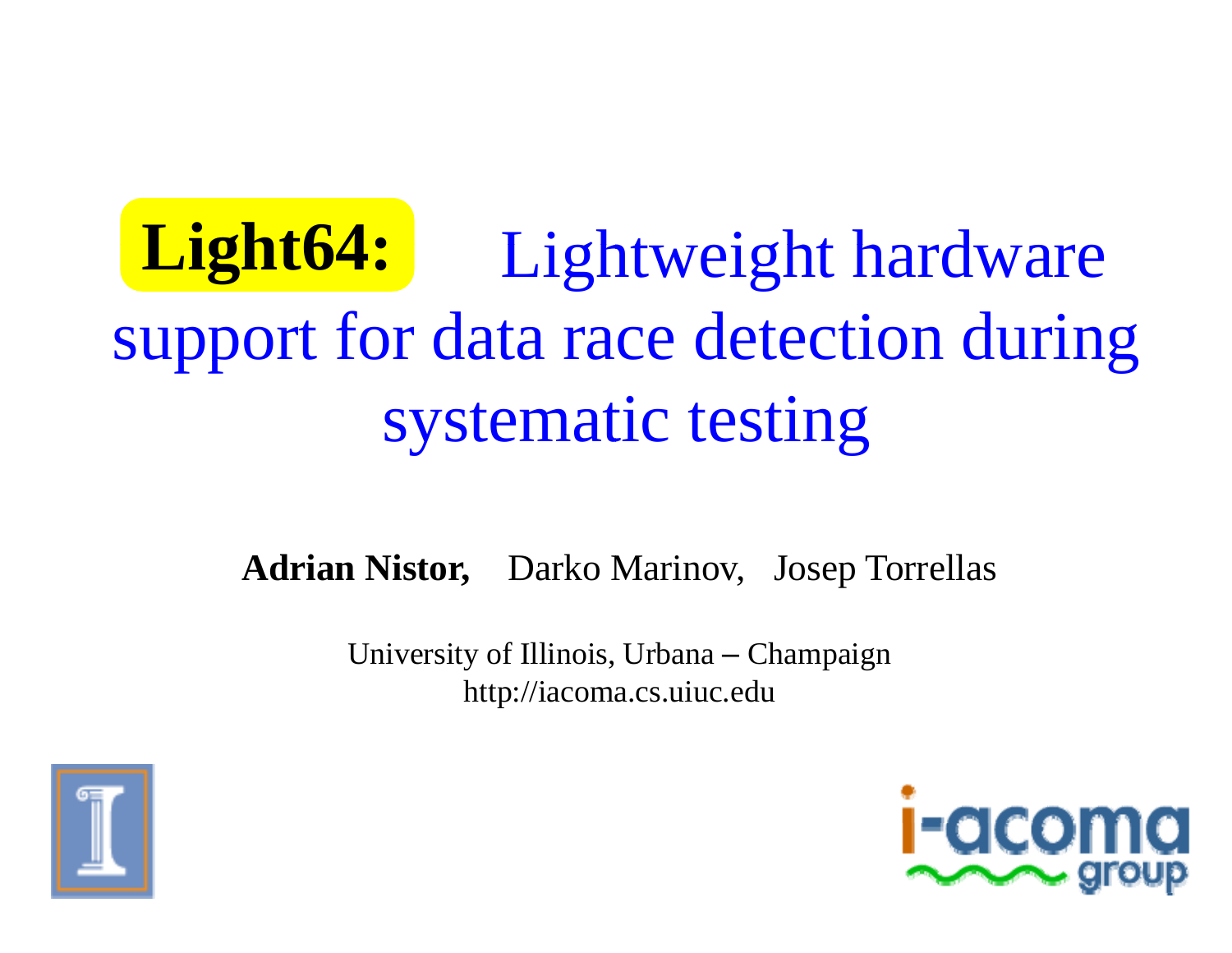# **Light64:** Lightweight hardware support for data race detection during systematic testing

**Adrian Nistor,** Darko Marinov, Josep Torrellas

University of Illinois, Urbana – Champaign
http://iacoma.cs.uiuc.edu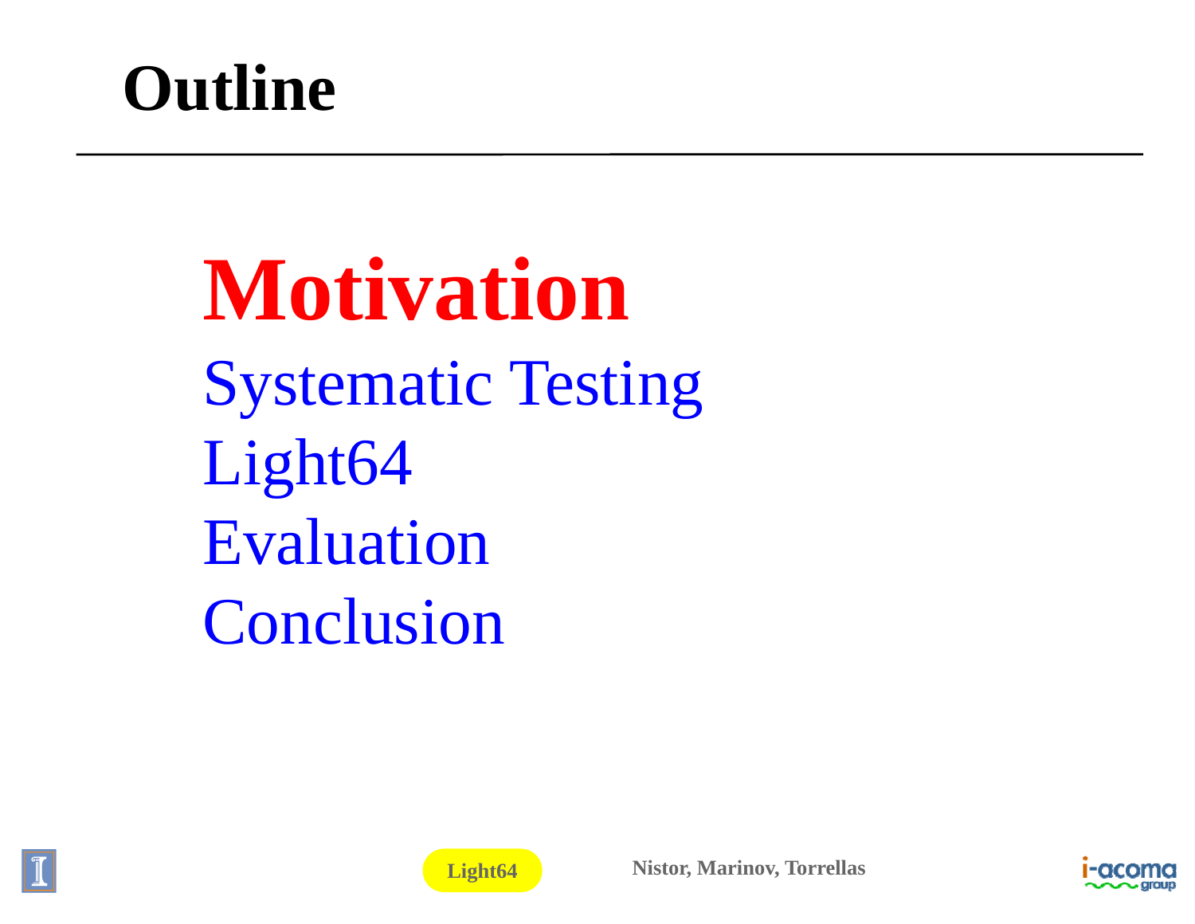# Outline

- **Motivation**
- Systematic Testing
- Light64
- Evaluation
- Conclusion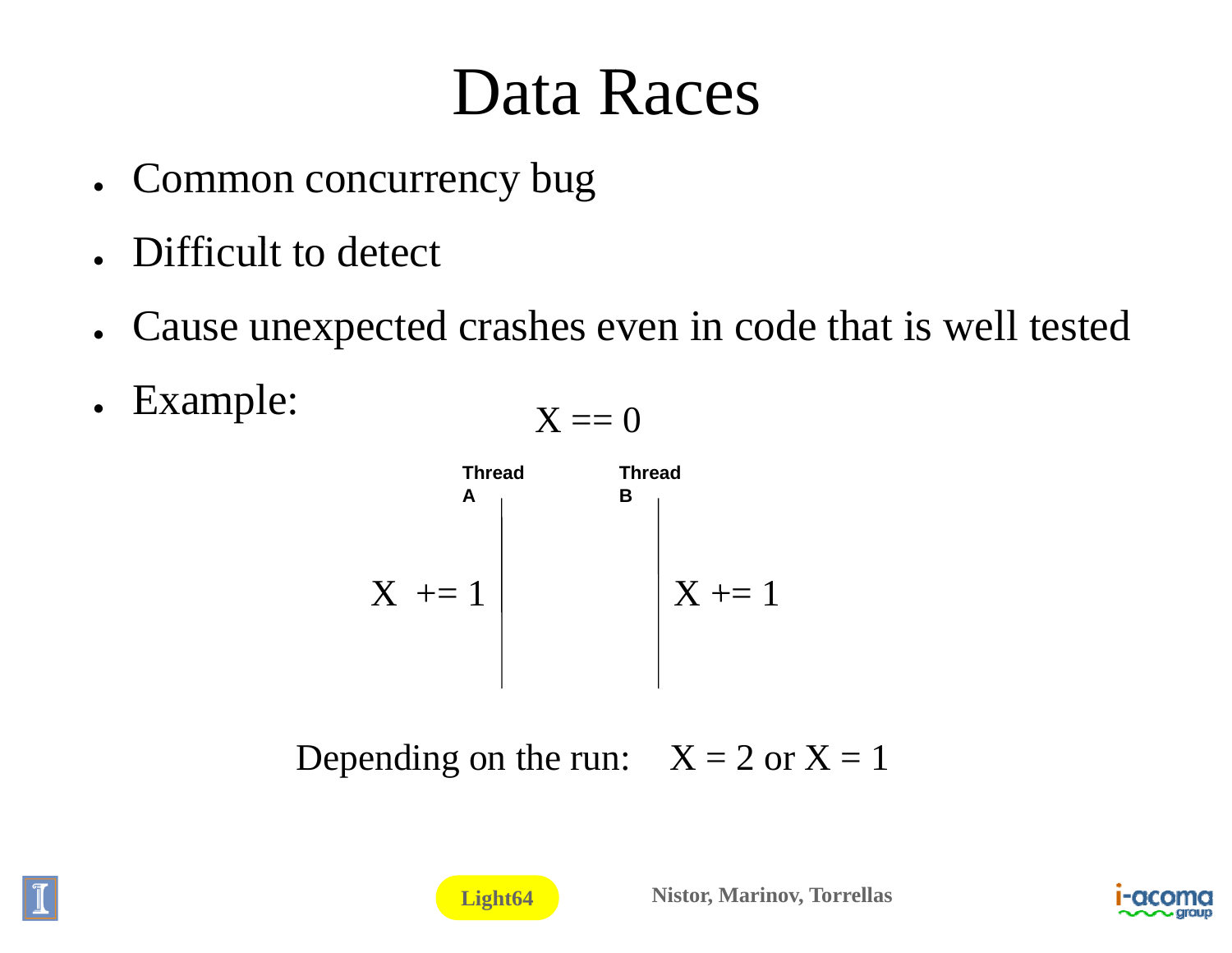# Data Races

- Common concurrency bug
- Difficult to detect
- Cause unexpected crashes even in code that is well tested
- Example:

X == 0

| Thread A | Thread B |
|---|---|
| X += 1 | X += 1 |

Depending on the run: X = 2 or X = 1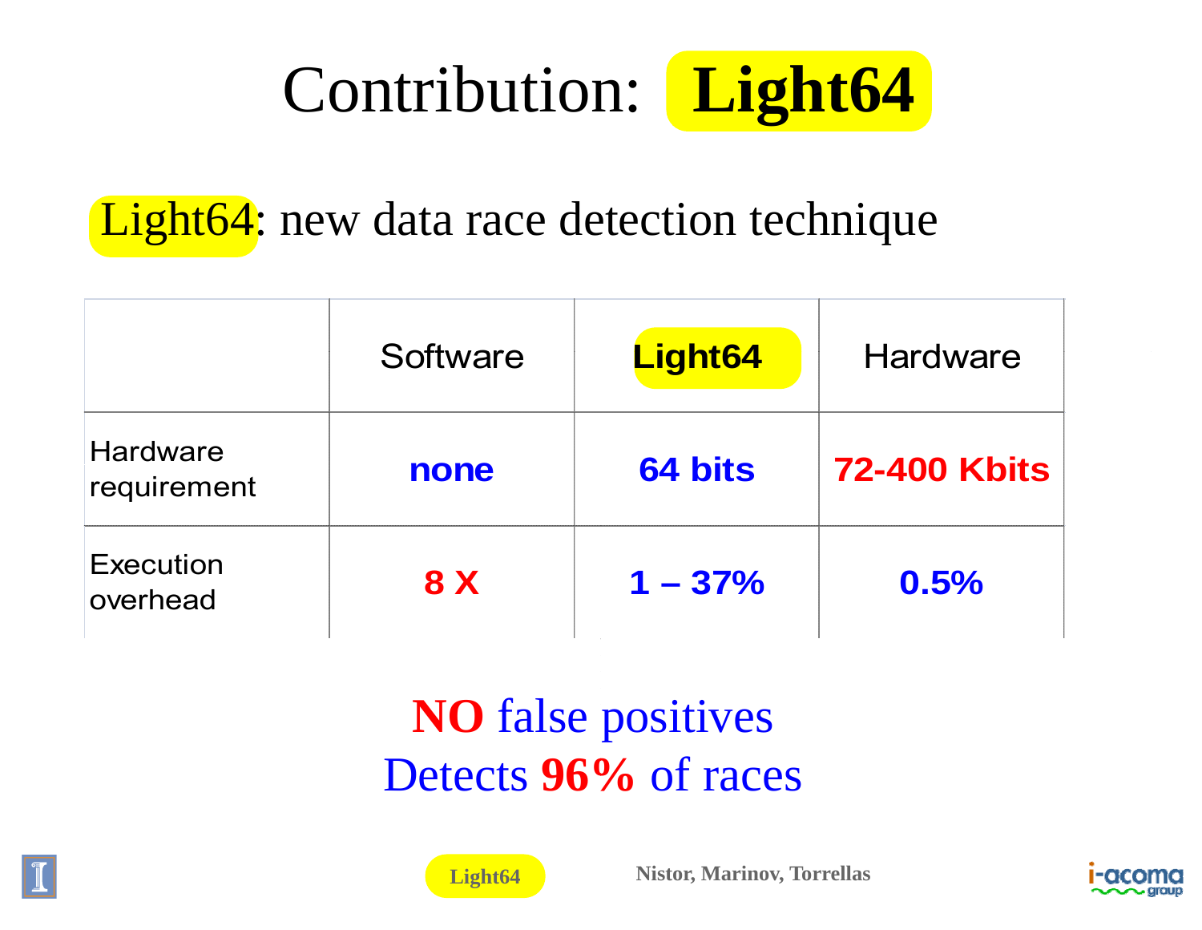# Contribution: **Light64**

Light64: new data race detection technique

| | Software | **Light64** | Hardware |
|---|---|---|---|
| Hardware requirement | **none** | **64 bits** | **72-400 Kbits** |
| Execution overhead | **8 X** | **1 – 37%** | **0.5%** |

**NO** false positives

Detects **96%** of races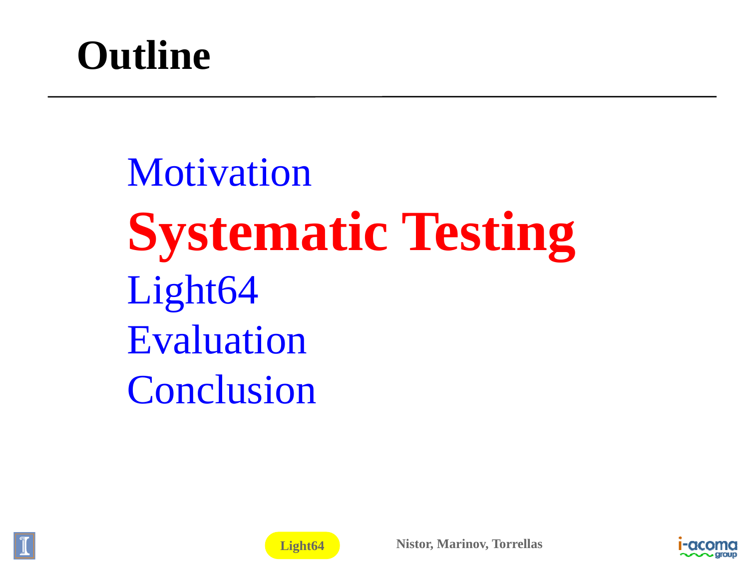# Outline

- Motivation
- **Systematic Testing**
- Light64
- Evaluation
- Conclusion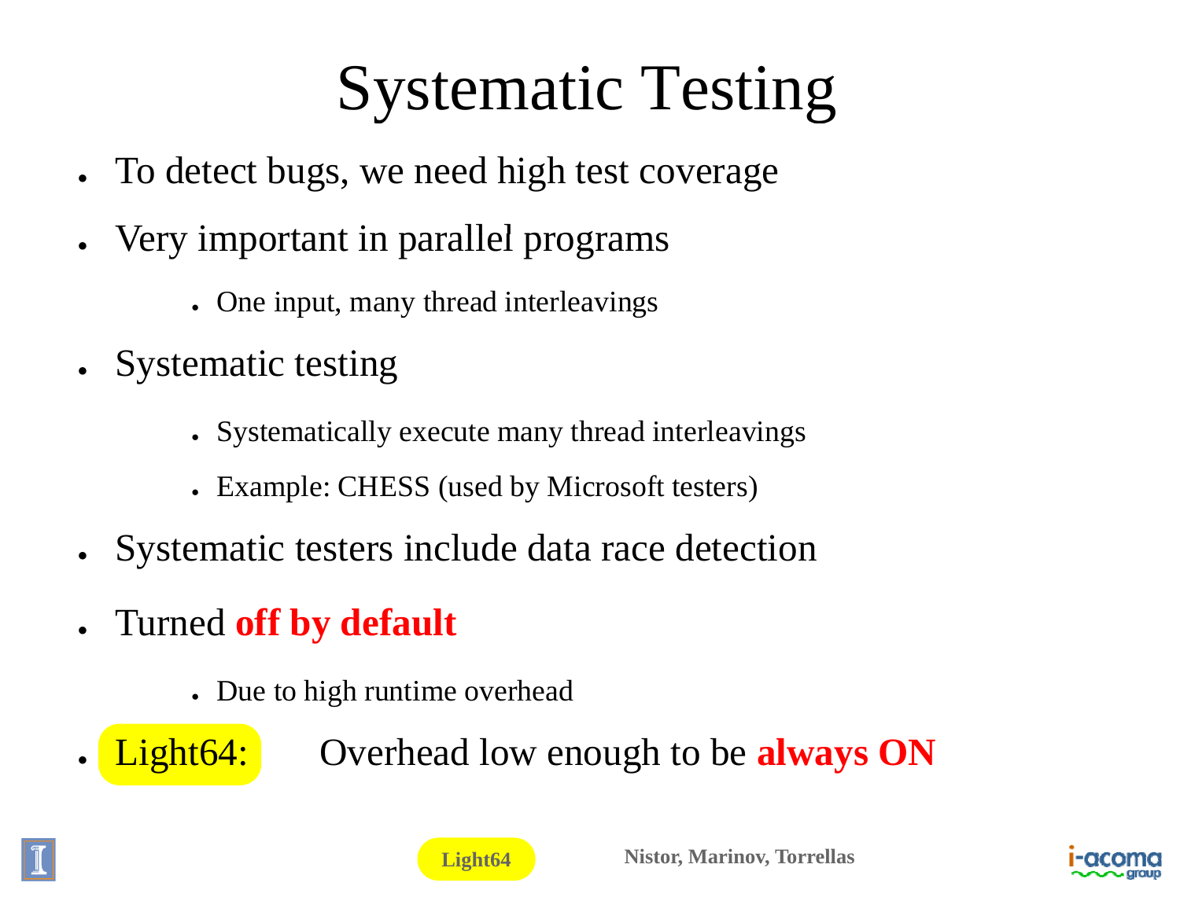# Systematic Testing

- To detect bugs, we need high test coverage
- Very important in parallel programs
  - One input, many thread interleavings
- Systematic testing
  - Systematically execute many thread interleavings
  - Example: CHESS (used by Microsoft testers)
- Systematic testers include data race detection
- Turned **off by default**
  - Due to high runtime overhead
- Light64: Overhead low enough to be **always ON**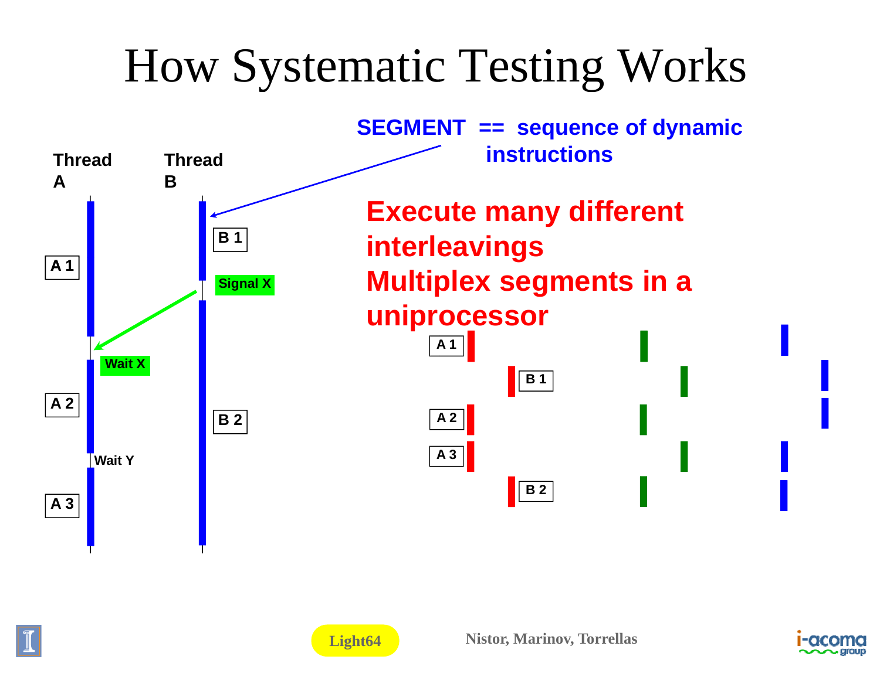# How Systematic Testing Works

**SEGMENT == sequence of dynamic instructions**

Thread A

Thread B

A 1

B 1

Signal X

Wait X

A 2

B 2

Wait Y

A 3

**Execute many different interleavings**

**Multiplex segments in a uniprocessor**

A 1

B 1

A 2

A 3

B 2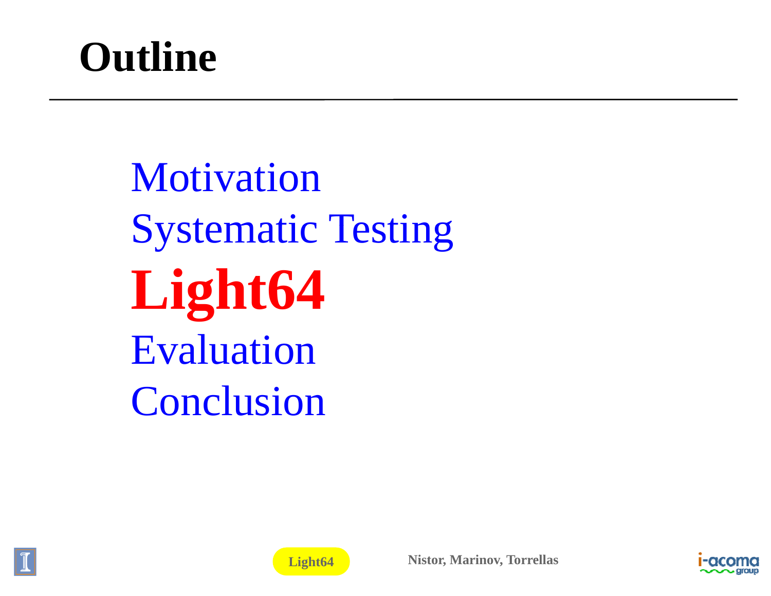# Outline

- Motivation
- Systematic Testing
- **Light64**
- Evaluation
- Conclusion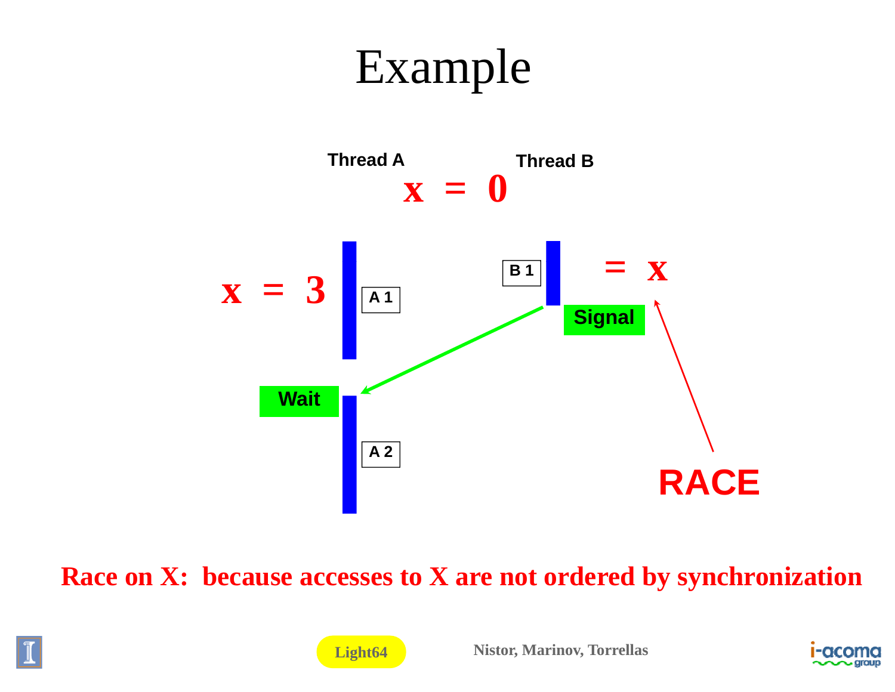# Example

Thread A

Thread B

x = 0

x = 3

A 1

B 1

= x

Signal

Wait

A 2

RACE

**Race on X: because accesses to X are not ordered by synchronization**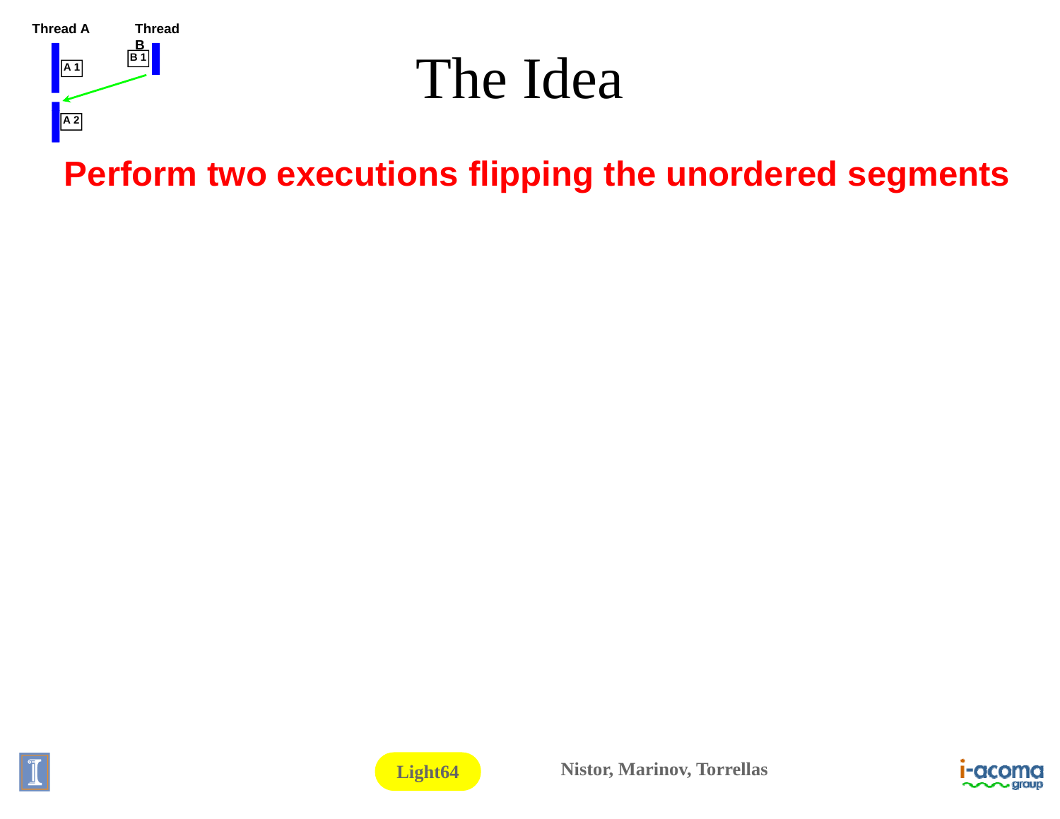Thread A Thread B

A 1

B 1

A 2

# The Idea

**Perform two executions flipping the unordered segments**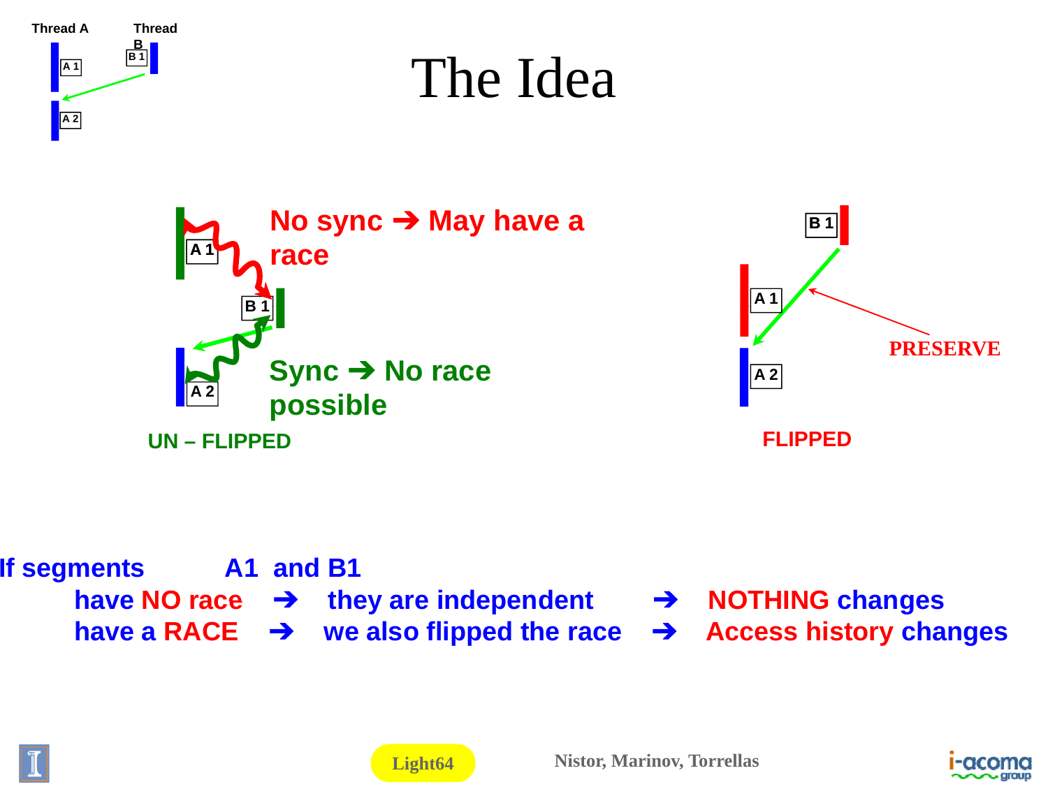# The Idea

Thread A    Thread B

A 1    B 1

A 2

A 1

B 1

A 2

No sync ➔ May have a race

Sync ➔ No race possible

UN – FLIPPED

B 1

A 1

A 2

PRESERVE

FLIPPED

If segments A1 and B1

- have NO race ➔ they are independent ➔ NOTHING changes
- have a RACE ➔ we also flipped the race ➔ Access history changes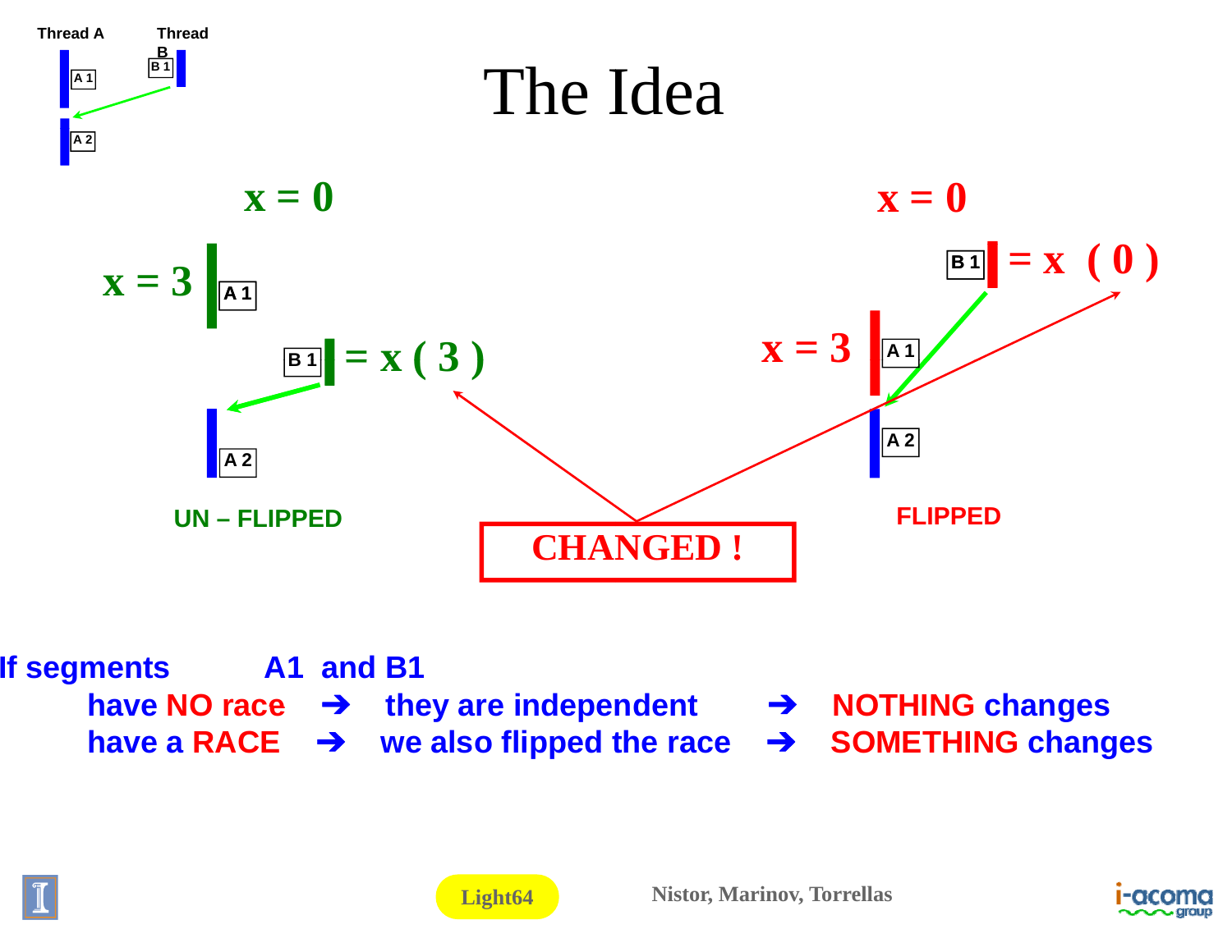# The Idea

Thread A | Thread B

x = 0 | x = 0

x = 3 A 1 | B 1 = x ( 0 )

B 1 = x ( 3 ) | x = 3 A 1

A 2 | A 2

UN – FLIPPED | FLIPPED

**CHANGED !**

If segments A1 and B1

- have NO race ➔ they are independent ➔ NOTHING changes
- have a RACE ➔ we also flipped the race ➔ SOMETHING changes

Light64

Nistor, Marinov, Torrellas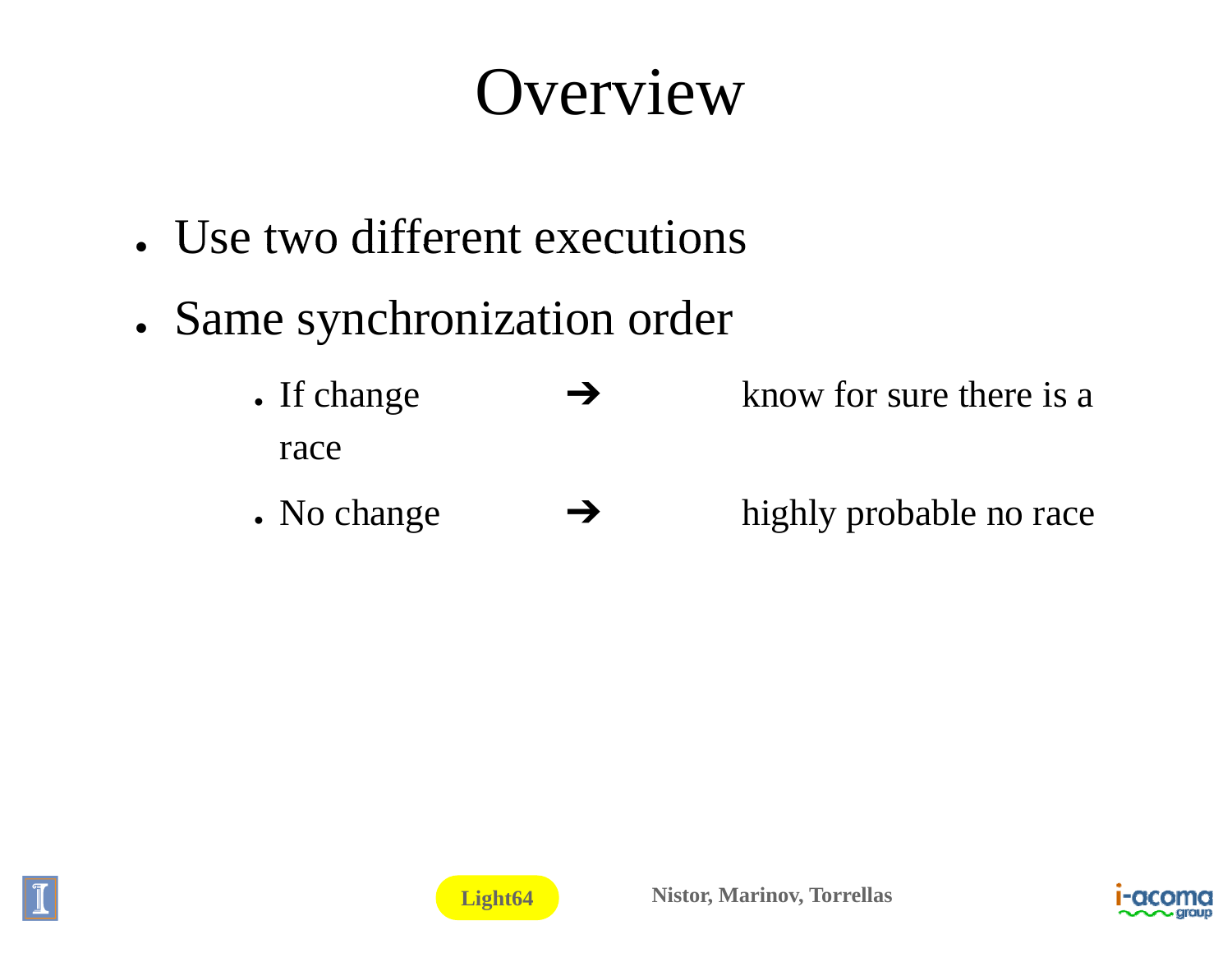# Overview

- Use two different executions
- Same synchronization order
  - If change ➔ know for sure there is a race
  - No change ➔ highly probable no race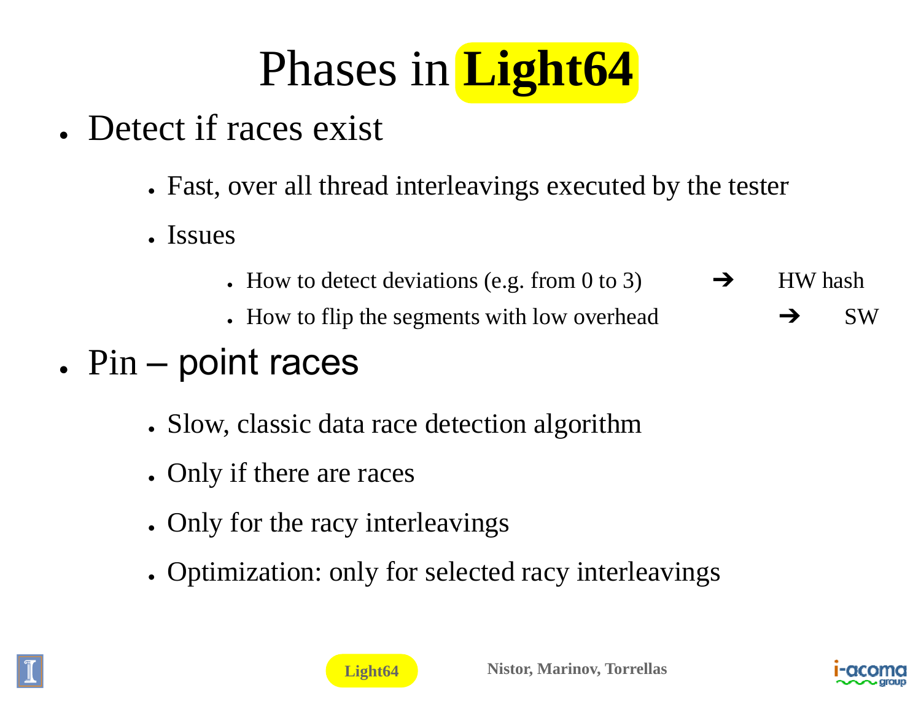# Phases in **Light64**

- Detect if races exist
  - Fast, over all thread interleavings executed by the tester
  - Issues
    - How to detect deviations (e.g. from 0 to 3) ➔ HW hash
    - How to flip the segments with low overhead ➔ SW
- Pin – point races
  - Slow, classic data race detection algorithm
  - Only if there are races
  - Only for the racy interleavings
  - Optimization: only for selected racy interleavings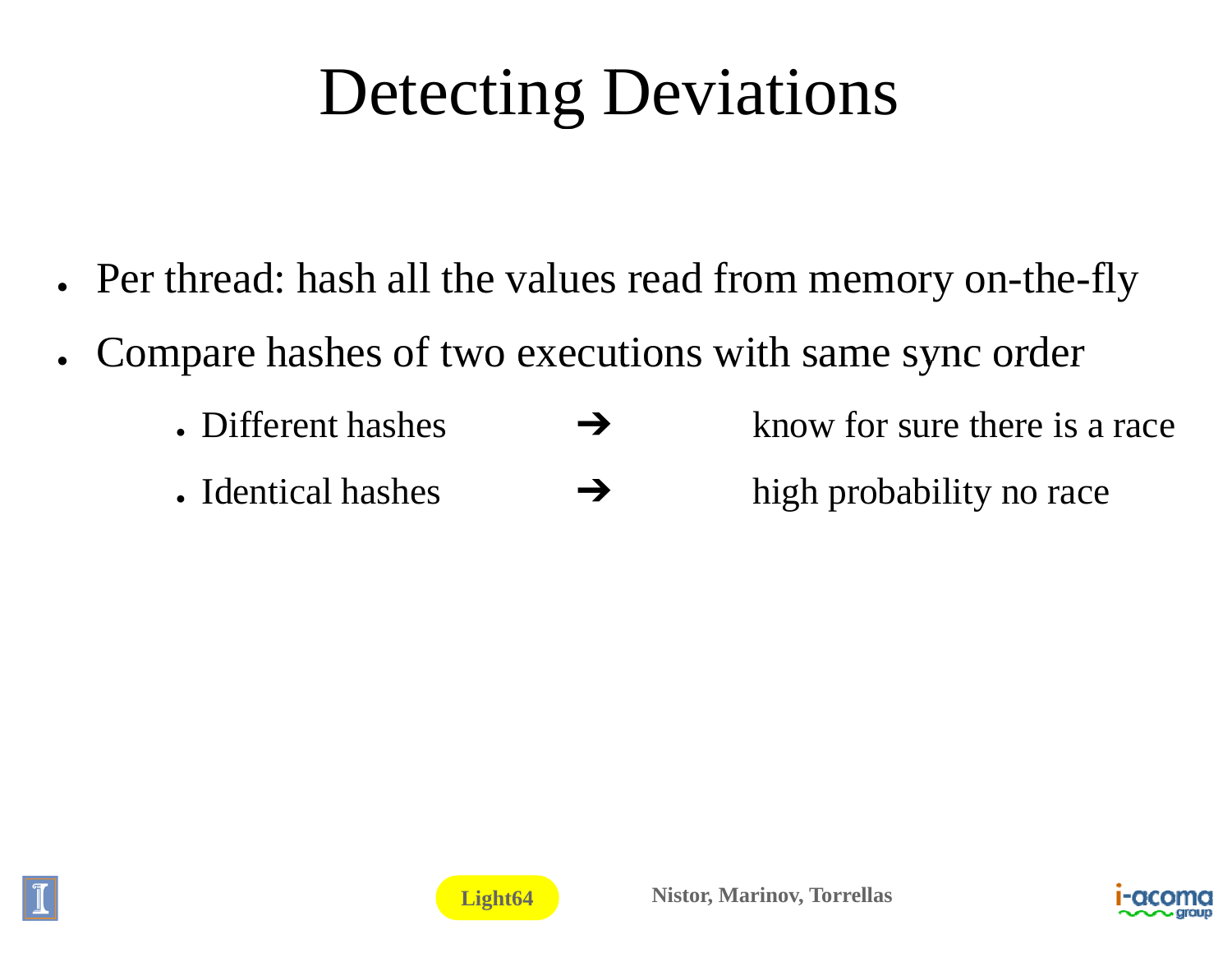# Detecting Deviations

- Per thread: hash all the values read from memory on-the-fly
- Compare hashes of two executions with same sync order
  - Different hashes ➔ know for sure there is a race
  - Identical hashes ➔ high probability no race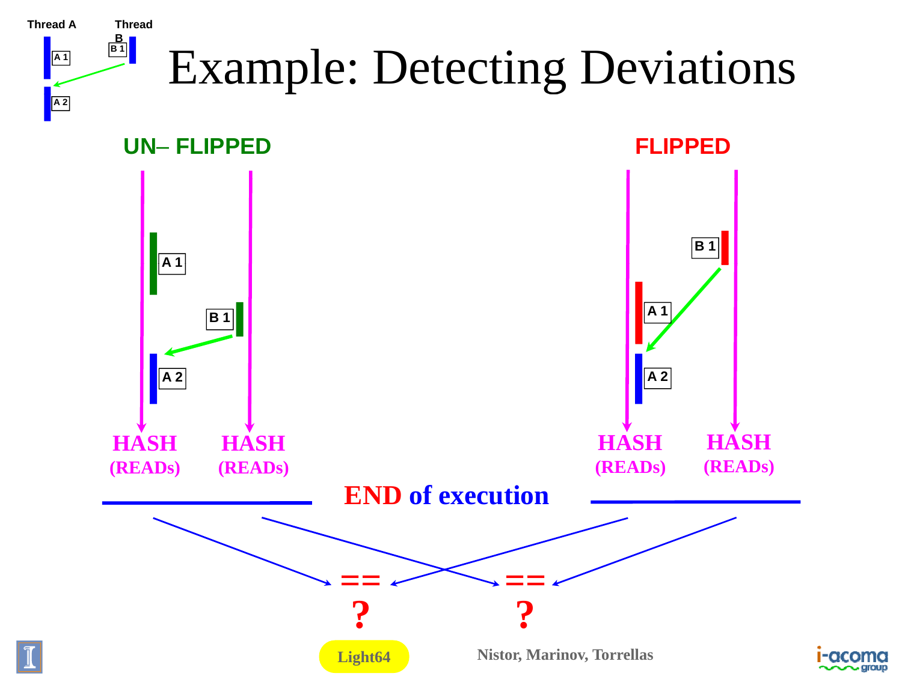# Example: Detecting Deviations

Thread A | Thread B

A 1, B 1, A 2

**UN– FLIPPED**

A 1

B 1

A 2

HASH (READs) HASH (READs)

**FLIPPED**

B 1

A 1

A 2

HASH (READs) HASH (READs)

**END of execution**

== ?

== ?

Light64

Nistor, Marinov, Torrellas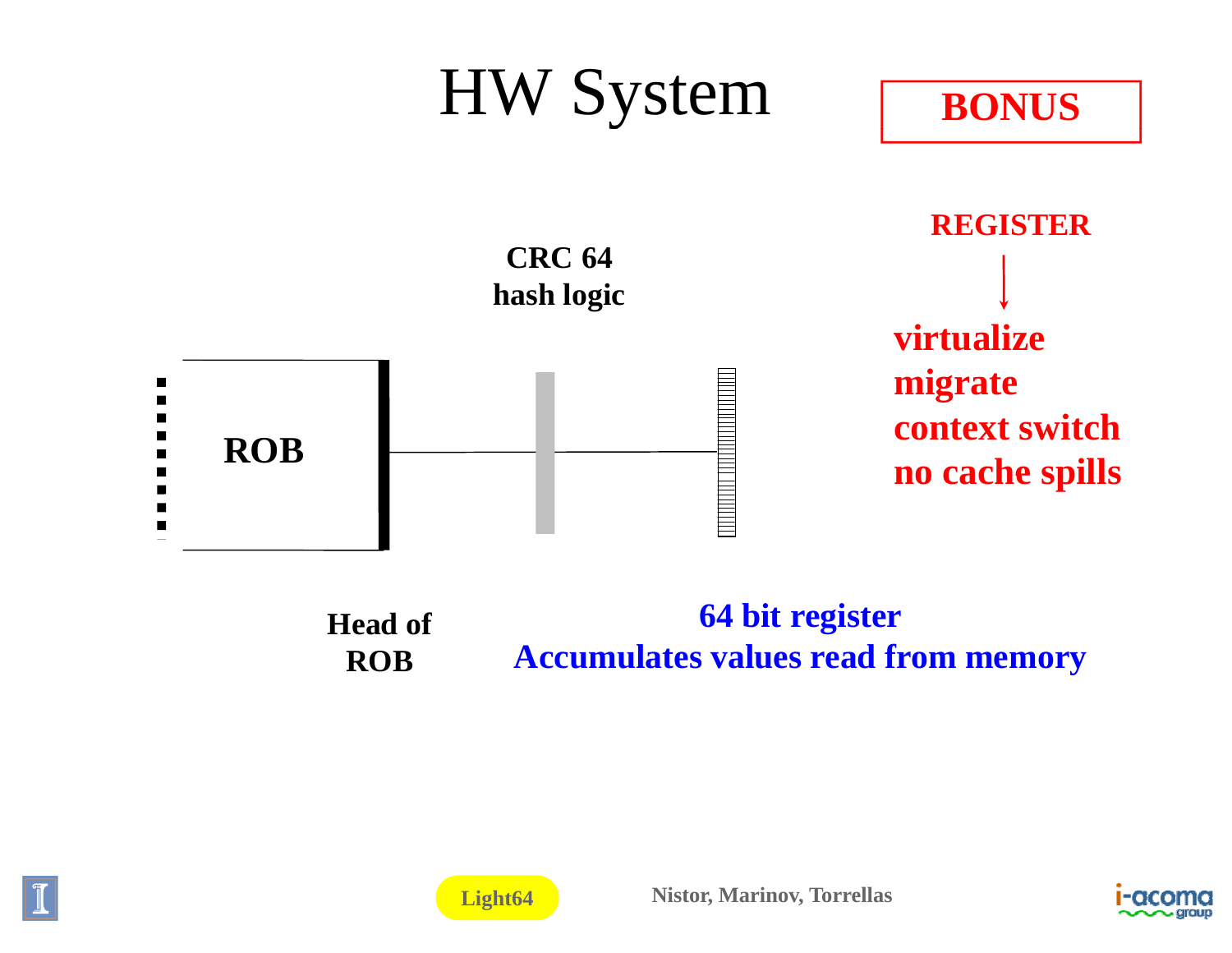# HW System

**BONUS**

**REGISTER**

↓

**virtualize**
**migrate**
**context switch**
**no cache spills**

**CRC 64**
**hash logic**

**ROB**

**Head of ROB**

**64 bit register**
**Accumulates values read from memory**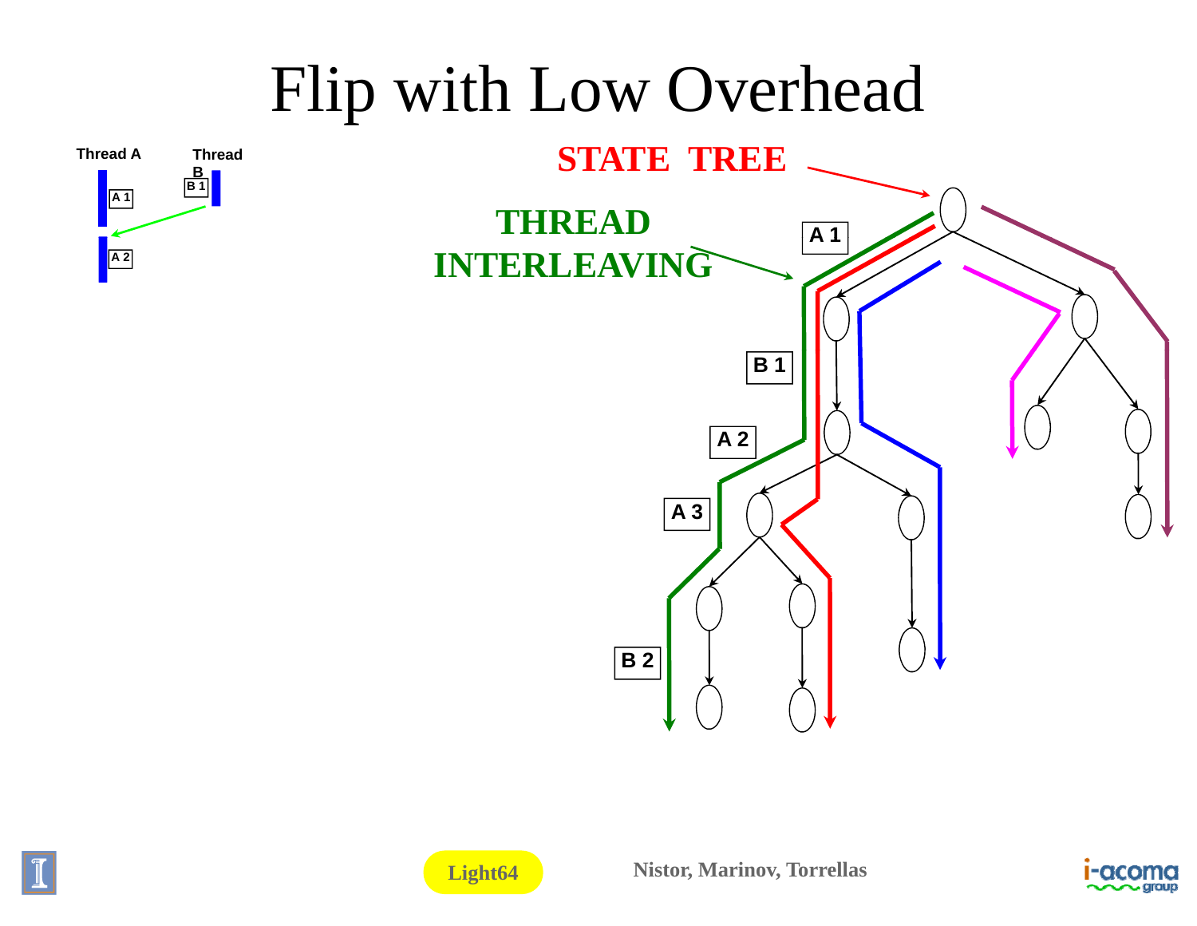# Flip with Low Overhead

Thread A

Thread B

A 1

B 1

A 2

STATE TREE

THREAD INTERLEAVING

A 1

B 1

A 2

A 3

B 2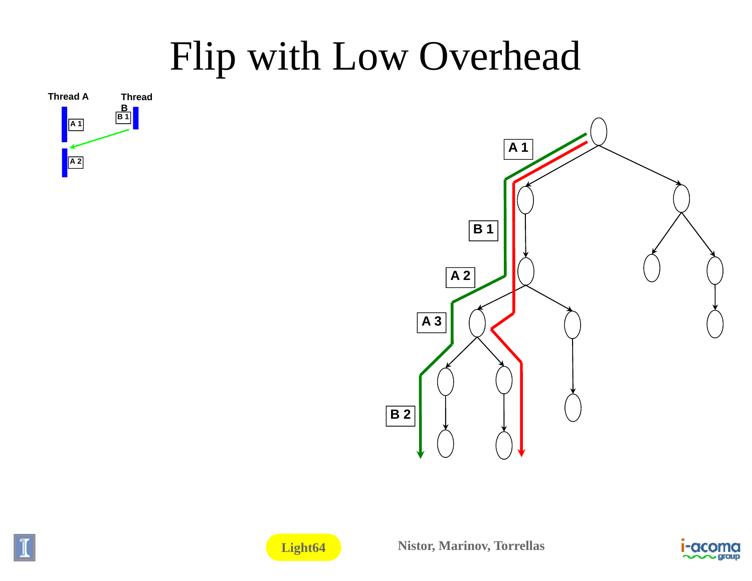# Flip with Low Overhead

Thread A Thread B

A 1 B 1 A 2

A 1

B 1

A 2

A 3

B 2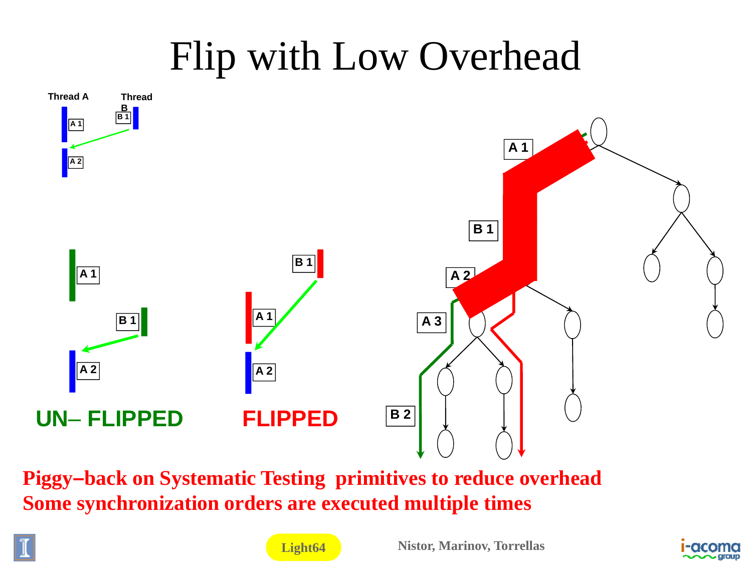# Flip with Low Overhead

Thread A | Thread B

A 1 | B 1 | A 2

A 1 | B 1 | A 2

**UN– FLIPPED**

B 1 | A 1 | A 2

**FLIPPED**

A 1 | B 1 | A 2 | A 3 | B 2

**Piggy–back on Systematic Testing primitives to reduce overhead**
**Some synchronization orders are executed multiple times**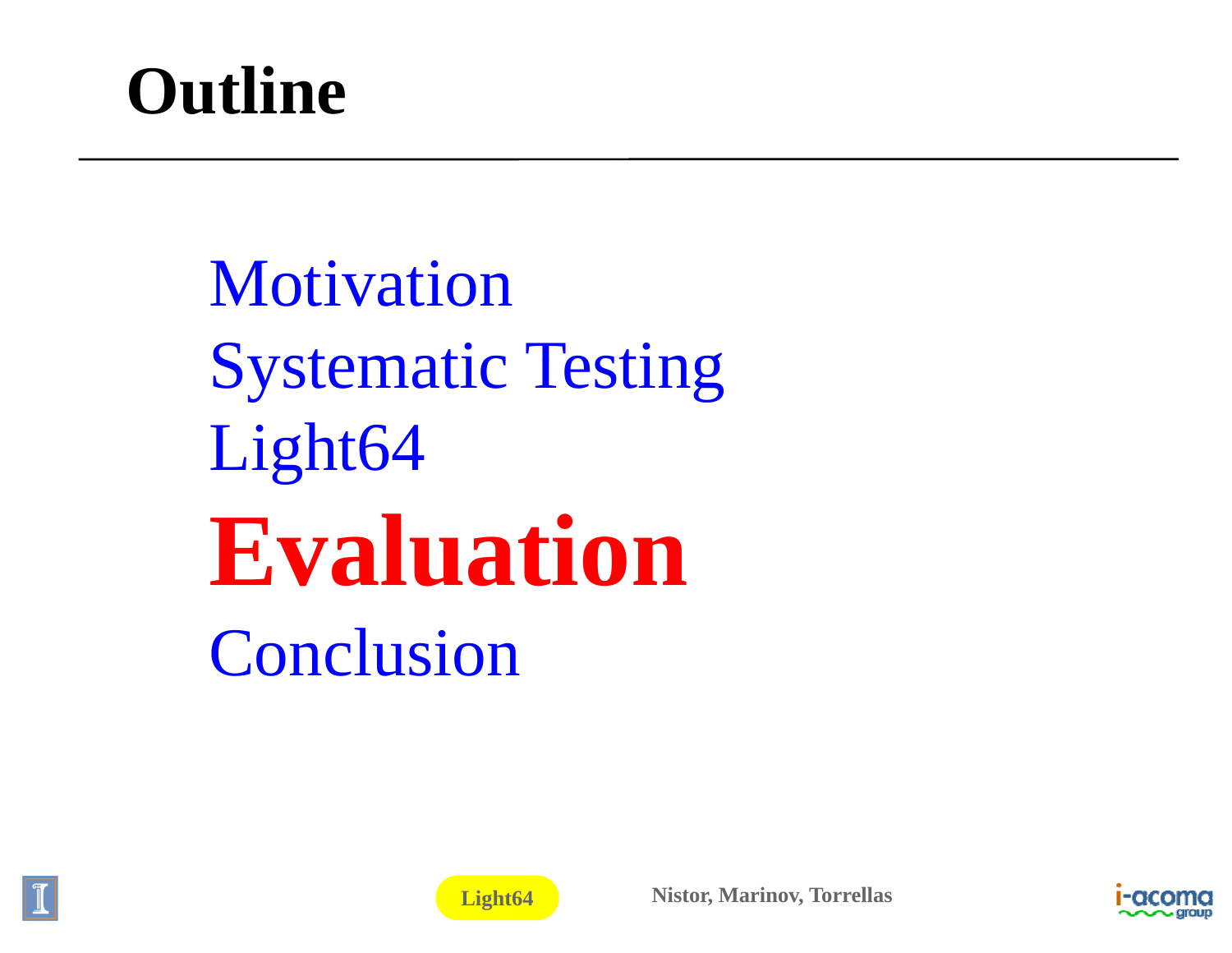# Outline

- Motivation
- Systematic Testing
- Light64
- **Evaluation**
- Conclusion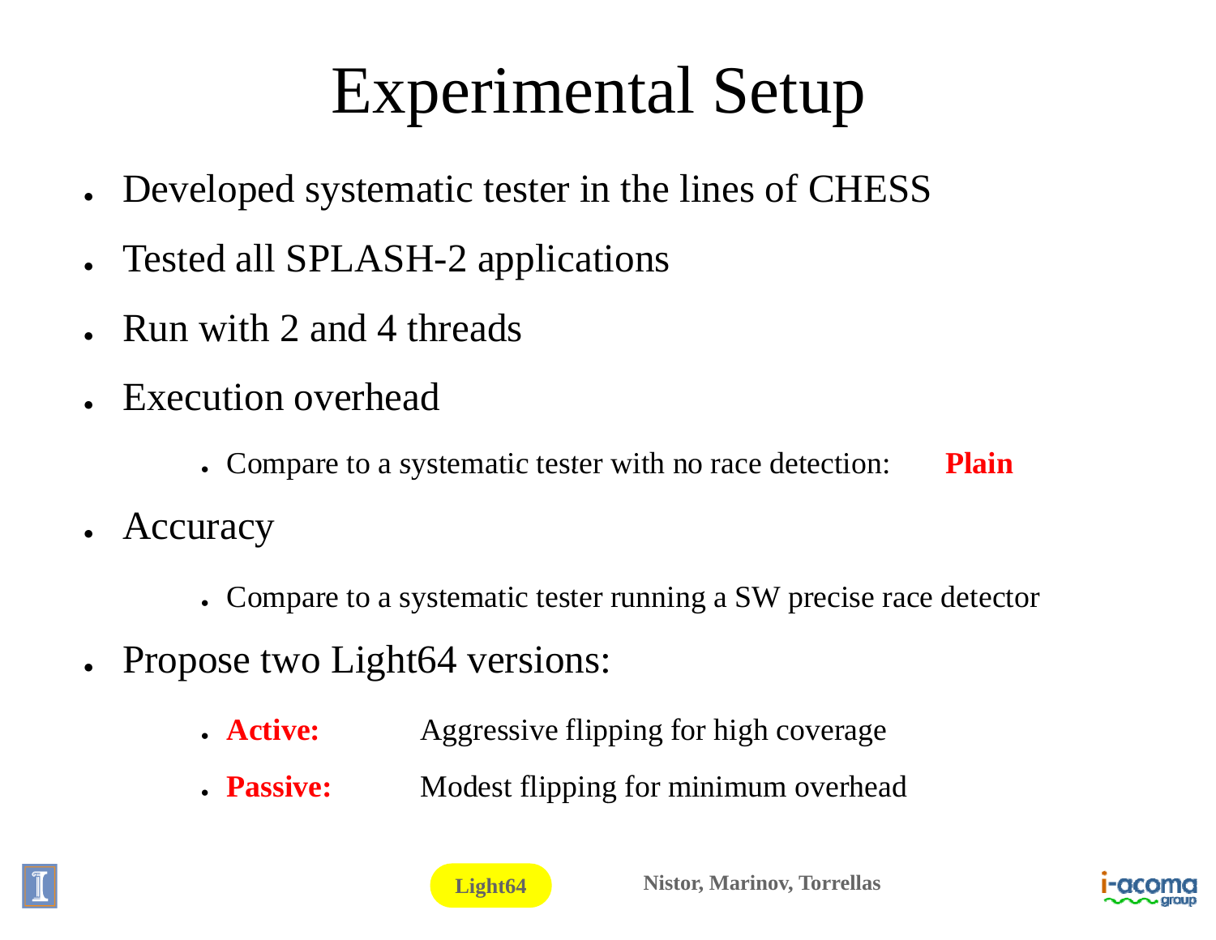# Experimental Setup

- Developed systematic tester in the lines of CHESS
- Tested all SPLASH-2 applications
- Run with 2 and 4 threads
- Execution overhead
  - Compare to a systematic tester with no race detection: **Plain**
- Accuracy
  - Compare to a systematic tester running a SW precise race detector
- Propose two Light64 versions:
  - **Active:** Aggressive flipping for high coverage
  - **Passive:** Modest flipping for minimum overhead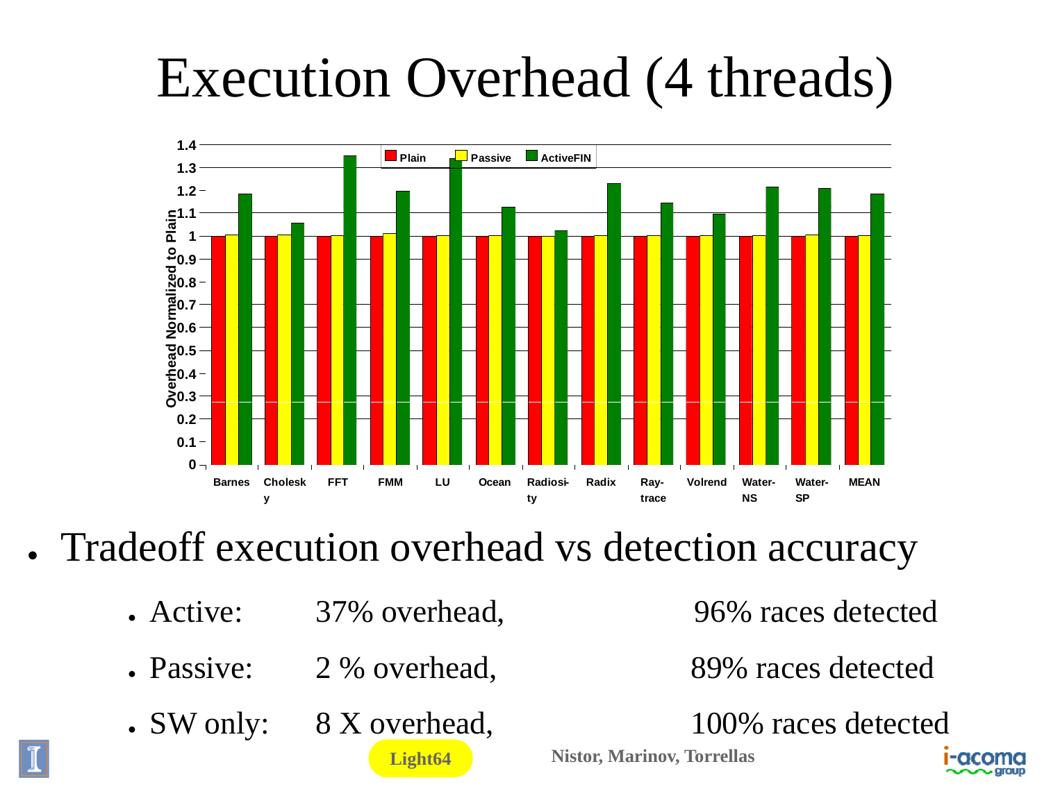# Execution Overhead (4 threads)

- Tradeoff execution overhead vs detection accuracy
  - Active: 37% overhead, 96% races detected
  - Passive: 2 % overhead, 89% races detected
  - SW only: 8 X overhead, 100% races detected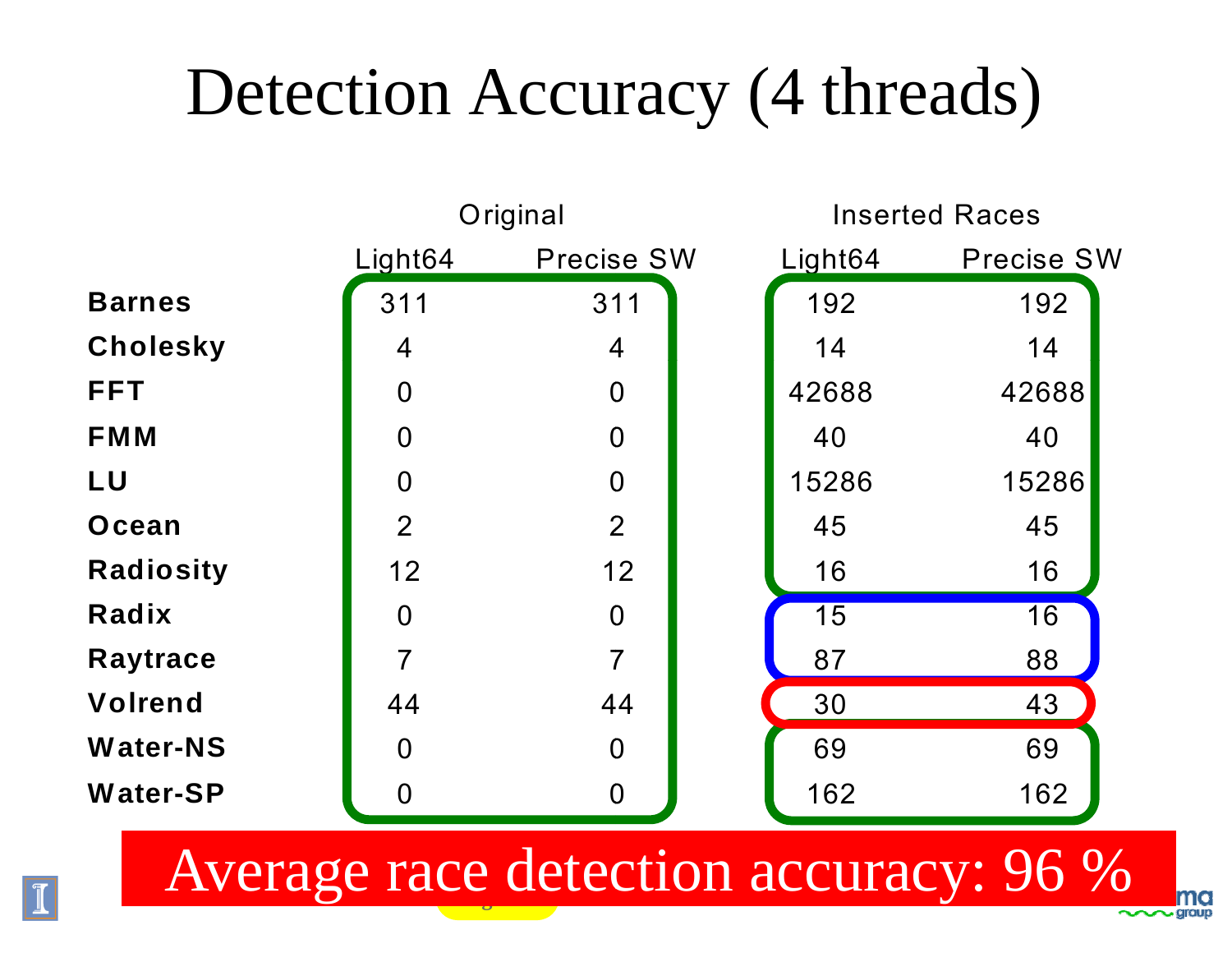# Detection Accuracy (4 threads)

| | Original | | Inserted Races | |
|---|---|---|---|---|
| | Light64 | Precise SW | Light64 | Precise SW |
| **Barnes** | 311 | 311 | 192 | 192 |
| **Cholesky** | 4 | 4 | 14 | 14 |
| **FFT** | 0 | 0 | 42688 | 42688 |
| **FMM** | 0 | 0 | 40 | 40 |
| **LU** | 0 | 0 | 15286 | 15286 |
| **Ocean** | 2 | 2 | 45 | 45 |
| **Radiosity** | 12 | 12 | 16 | 16 |
| **Radix** | 0 | 0 | 15 | 16 |
| **Raytrace** | 7 | 7 | 87 | 88 |
| **Volrend** | 44 | 44 | 30 | 43 |
| **Water-NS** | 0 | 0 | 69 | 69 |
| **Water-SP** | 0 | 0 | 162 | 162 |

Average race detection accuracy: 96 %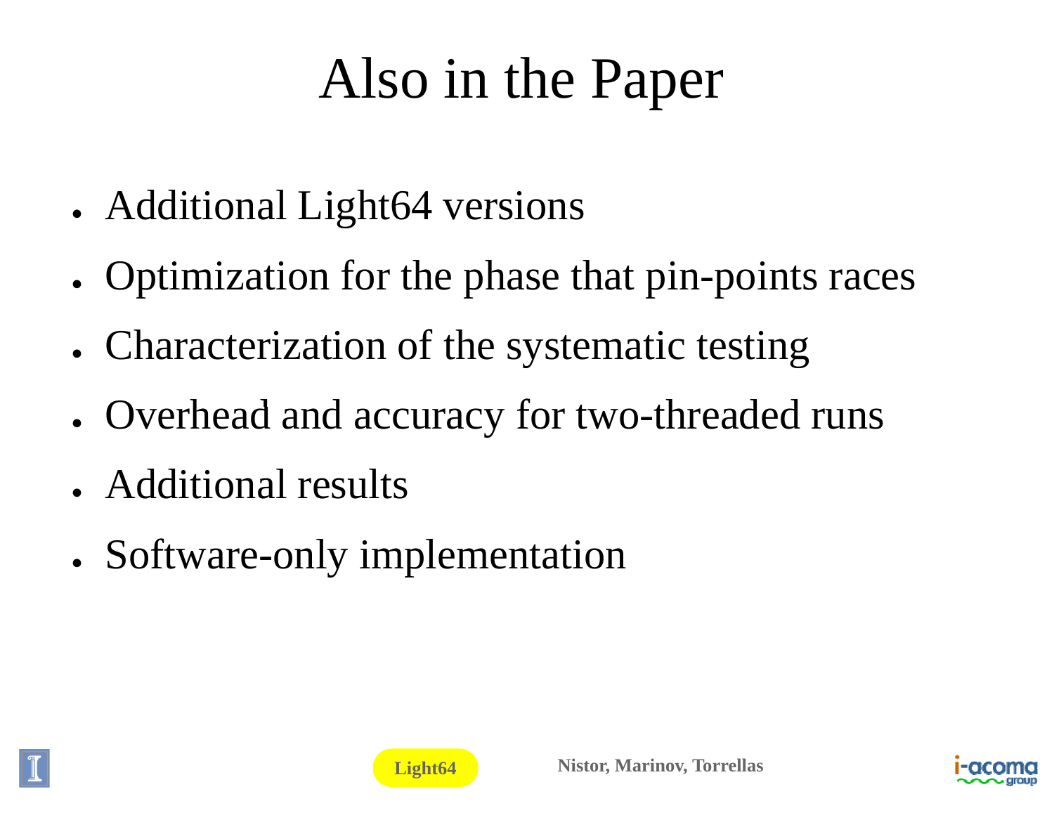# Also in the Paper

- Additional Light64 versions
- Optimization for the phase that pin-points races
- Characterization of the systematic testing
- Overhead and accuracy for two-threaded runs
- Additional results
- Software-only implementation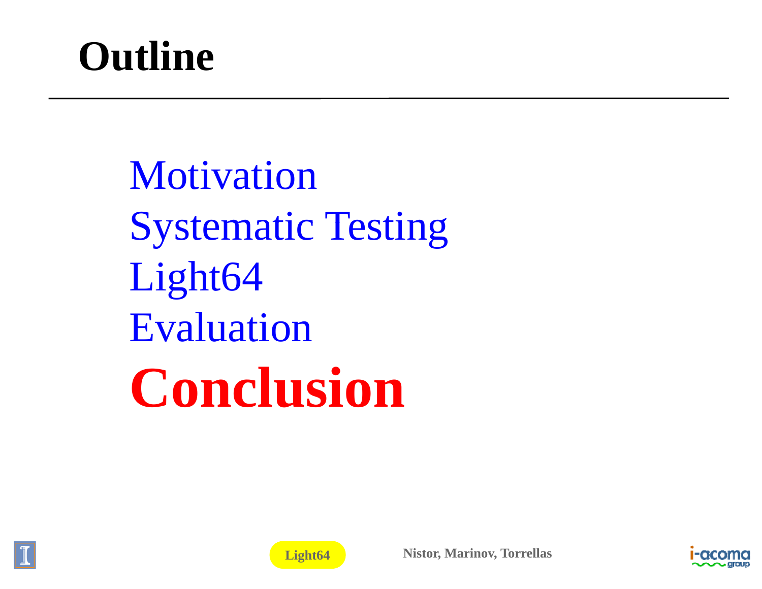# Outline

- Motivation
- Systematic Testing
- Light64
- Evaluation
- **Conclusion**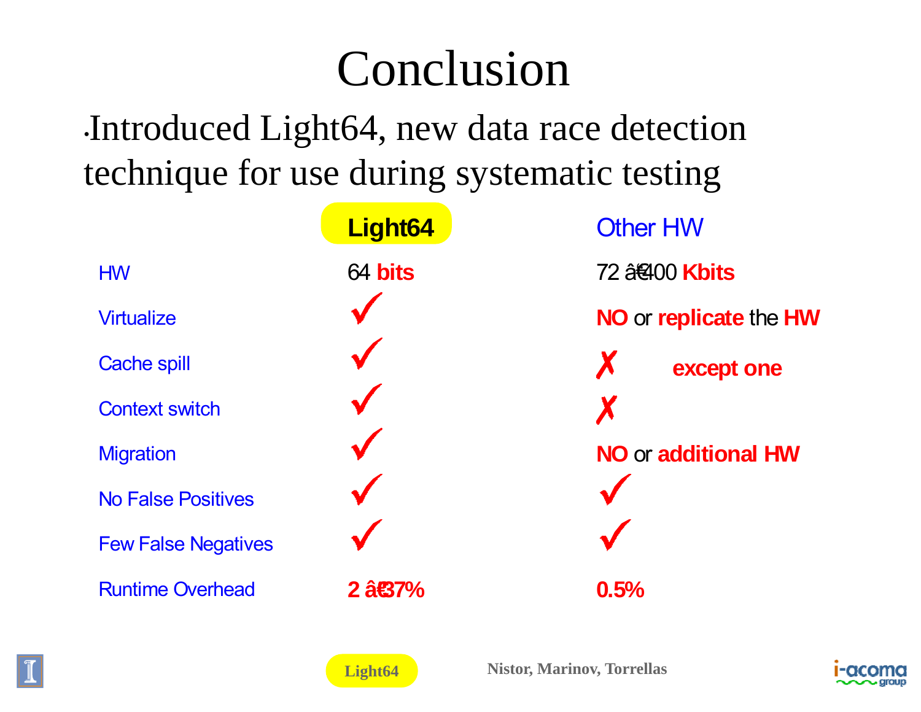# Conclusion

- Introduced Light64, new data race detection technique for use during systematic testing

| | Light64 | Other HW |
|---|---|---|
| HW | 64 **bits** | 72 â€“ 400 **Kbits** |
| Virtualize | ✓ | **NO** or **replicate** the **HW** |
| Cache spill | ✓ | ✗ **except one** |
| Context switch | ✓ | ✗ |
| Migration | ✓ | **NO** or **additional HW** |
| No False Positives | ✓ | ✓ |
| Few False Negatives | ✓ | ✓ |
| Runtime Overhead | **2 â€“ 37%** | **0.5%** |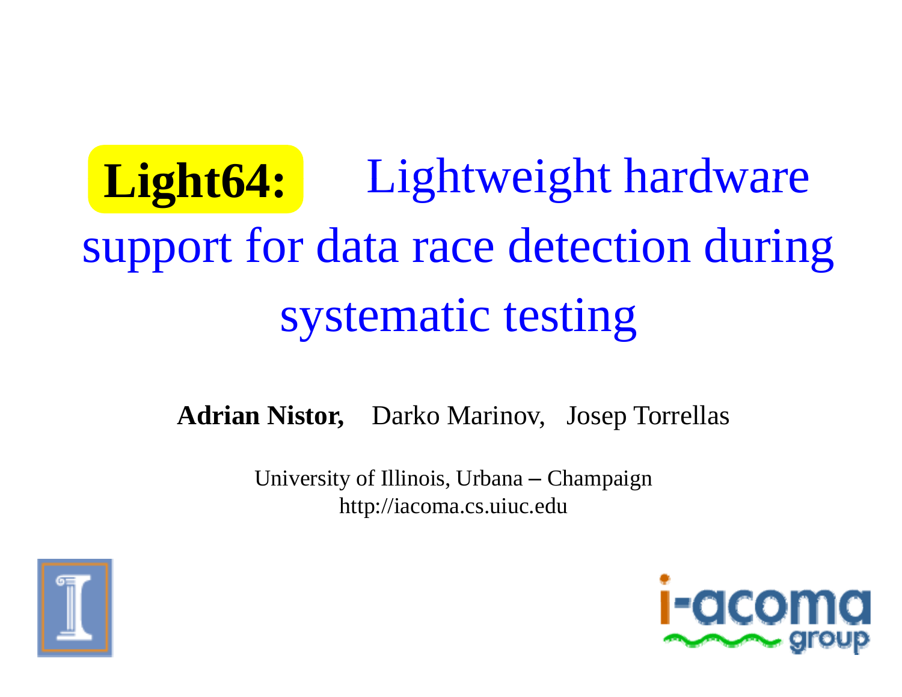# **Light64:** Lightweight hardware support for data race detection during systematic testing

**Adrian Nistor,** Darko Marinov, Josep Torrellas

University of Illinois, Urbana – Champaign
http://iacoma.cs.uiuc.edu